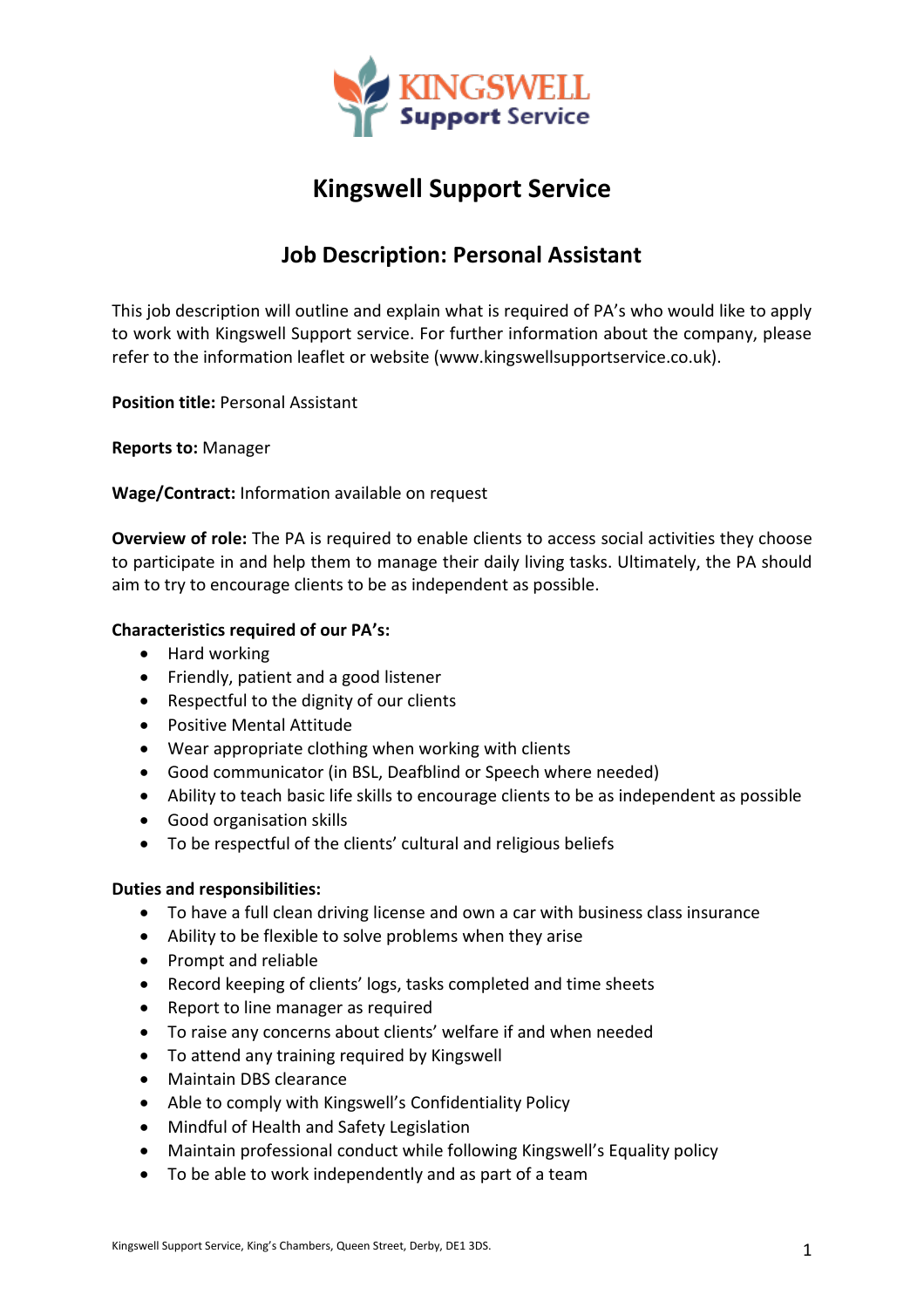# Kingswell Support Service

## Job Description: Personal Assistant

This job description will outline and explain what is required of PA's who would like to apply to work with Kingswell Support service. For further information about the company, please refer to the information leaflet or website (www.kingswellsupportservice.co.uk).

**Position title:** Personal Assistant

**Reports to:** Manager

**Wage/Contract:** Information available on request

**Overview of role:** The PA is required to enable clients to access social activities they choose to participate in and help them to manage their daily living tasks. Ultimately, the PA should aim to try to encourage clients to be as independent as possible.

**Characteristics required of our PA's:**

- Hard working
- Friendly, patient and a good listener
- Respectful to the dignity of our clients
- Positive Mental Attitude
- Wear appropriate clothing when working with clients
- Good communicator (in BSL, Deafblind or Speech where needed)
- Ability to teach basic life skills to encourage clients to be as independent as possible
- Good organisation skills
- To be respectful of the clients' cultural and religious beliefs

**Duties and responsibilities:**

- To have a full clean driving license and own a car with business class insurance
- Ability to be flexible to solve problems when they arise
- Prompt and reliable
- Record keeping of clients' logs, tasks completed and time sheets
- Report to line manager as required
- To raise any concerns about clients' welfare if and when needed
- To attend any training required by Kingswell
- Maintain DBS clearance
- Able to comply with Kingswell's Confidentiality Policy
- Mindful of Health and Safety Legislation
- Maintain professional conduct while following Kingswell's Equality policy
- To be able to work independently and as part of a team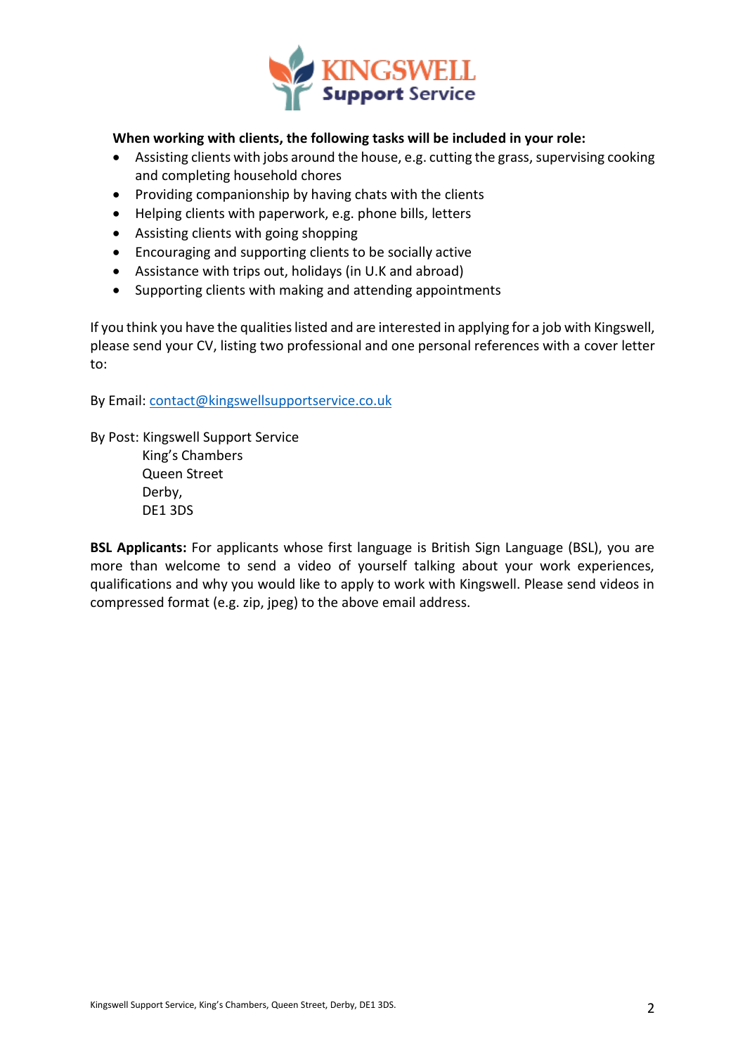**When working with clients, the following tasks will be included in your role:**

- Assisting clients with jobs around the house, e.g. cutting the grass, supervising cooking and completing household chores
- Providing companionship by having chats with the clients
- Helping clients with paperwork, e.g. phone bills, letters
- Assisting clients with going shopping
- Encouraging and supporting clients to be socially active
- Assistance with trips out, holidays (in U.K and abroad)
- Supporting clients with making and attending appointments

If you think you have the qualities listed and are interested in applying for a job with Kingswell, please send your CV, listing two professional and one personal references with a cover letter to:

By Email: contact@kingswellsupportservice.co.uk

By Post: Kingswell Support Service
King's Chambers
Queen Street
Derby,
DE1 3DS

**BSL Applicants:** For applicants whose first language is British Sign Language (BSL), you are more than welcome to send a video of yourself talking about your work experiences, qualifications and why you would like to apply to work with Kingswell. Please send videos in compressed format (e.g. zip, jpeg) to the above email address.